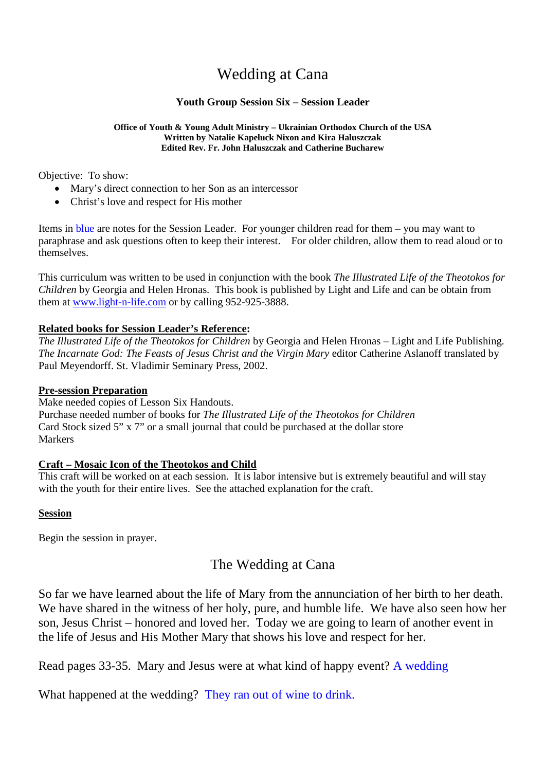# Wedding at Cana

**Youth Group Session Six – Session Leader**

**Office of Youth & Young Adult Ministry – Ukrainian Orthodox Church of the USA**
**Written by Natalie Kapeluck Nixon and Kira Haluszczak**
**Edited Rev. Fr. John Haluszczak and Catherine Bucharew**

Objective: To show:

- Mary's direct connection to her Son as an intercessor
- Christ's love and respect for His mother

Items in blue are notes for the Session Leader. For younger children read for them – you may want to paraphrase and ask questions often to keep their interest. For older children, allow them to read aloud or to themselves.

This curriculum was written to be used in conjunction with the book *The Illustrated Life of the Theotokos for Children* by Georgia and Helen Hronas. This book is published by Light and Life and can be obtain from them at www.light-n-life.com or by calling 952-925-3888.

**Related books for Session Leader's Reference:**
*The Illustrated Life of the Theotokos for Children* by Georgia and Helen Hronas – Light and Life Publishing.
*The Incarnate God: The Feasts of Jesus Christ and the Virgin Mary* editor Catherine Aslanoff translated by Paul Meyendorff. St. Vladimir Seminary Press, 2002.

**Pre-session Preparation**
Make needed copies of Lesson Six Handouts.
Purchase needed number of books for *The Illustrated Life of the Theotokos for Children*
Card Stock sized 5" x 7" or a small journal that could be purchased at the dollar store
Markers

**Craft – Mosaic Icon of the Theotokos and Child**
This craft will be worked on at each session. It is labor intensive but is extremely beautiful and will stay with the youth for their entire lives. See the attached explanation for the craft.

**Session**

Begin the session in prayer.

## The Wedding at Cana

So far we have learned about the life of Mary from the annunciation of her birth to her death. We have shared in the witness of her holy, pure, and humble life. We have also seen how her son, Jesus Christ – honored and loved her. Today we are going to learn of another event in the life of Jesus and His Mother Mary that shows his love and respect for her.

Read pages 33-35. Mary and Jesus were at what kind of happy event? A wedding

What happened at the wedding? They ran out of wine to drink.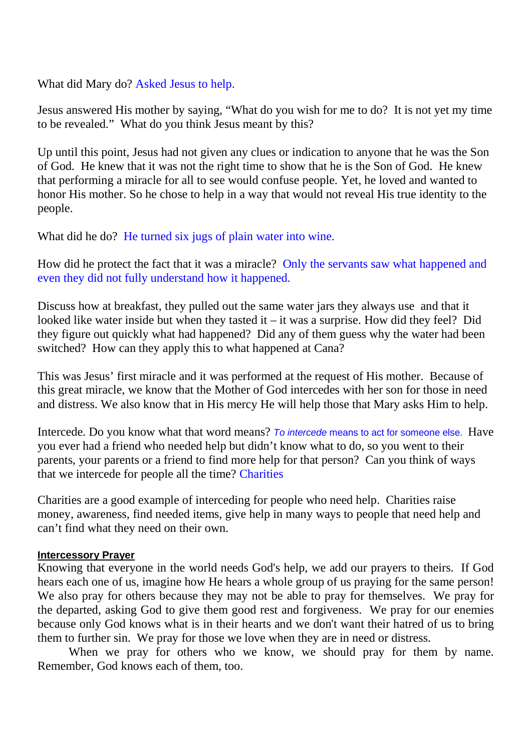What did Mary do? Asked Jesus to help.

Jesus answered His mother by saying, “What do you wish for me to do? It is not yet my time to be revealed.” What do you think Jesus meant by this?

Up until this point, Jesus had not given any clues or indication to anyone that he was the Son of God. He knew that it was not the right time to show that he is the Son of God. He knew that performing a miracle for all to see would confuse people. Yet, he loved and wanted to honor His mother. So he chose to help in a way that would not reveal His true identity to the people.

What did he do? He turned six jugs of plain water into wine.

How did he protect the fact that it was a miracle? Only the servants saw what happened and even they did not fully understand how it happened.

Discuss how at breakfast, they pulled out the same water jars they always use and that it looked like water inside but when they tasted it – it was a surprise. How did they feel? Did they figure out quickly what had happened? Did any of them guess why the water had been switched? How can they apply this to what happened at Cana?

This was Jesus’ first miracle and it was performed at the request of His mother. Because of this great miracle, we know that the Mother of God intercedes with her son for those in need and distress. We also know that in His mercy He will help those that Mary asks Him to help.

Intercede. Do you know what that word means? *To intercede* means to act for someone else. Have you ever had a friend who needed help but didn’t know what to do, so you went to their parents, your parents or a friend to find more help for that person? Can you think of ways that we intercede for people all the time? Charities

Charities are a good example of interceding for people who need help. Charities raise money, awareness, find needed items, give help in many ways to people that need help and can’t find what they need on their own.

**Intercessory Prayer**

Knowing that everyone in the world needs God's help, we add our prayers to theirs. If God hears each one of us, imagine how He hears a whole group of us praying for the same person! We also pray for others because they may not be able to pray for themselves. We pray for the departed, asking God to give them good rest and forgiveness. We pray for our enemies because only God knows what is in their hearts and we don't want their hatred of us to bring them to further sin. We pray for those we love when they are in need or distress.

When we pray for others who we know, we should pray for them by name. Remember, God knows each of them, too.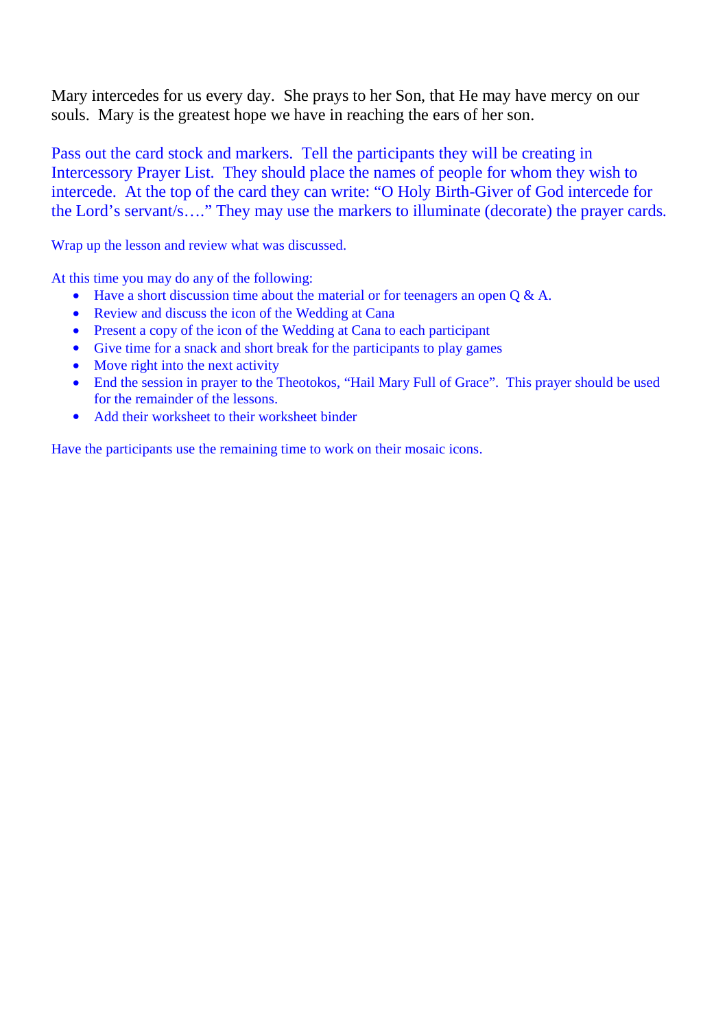Mary intercedes for us every day. She prays to her Son, that He may have mercy on our souls. Mary is the greatest hope we have in reaching the ears of her son.

Pass out the card stock and markers. Tell the participants they will be creating in Intercessory Prayer List. They should place the names of people for whom they wish to intercede. At the top of the card they can write: "O Holy Birth-Giver of God intercede for the Lord's servant/s…." They may use the markers to illuminate (decorate) the prayer cards.

Wrap up the lesson and review what was discussed.

At this time you may do any of the following:

- Have a short discussion time about the material or for teenagers an open Q & A.
- Review and discuss the icon of the Wedding at Cana
- Present a copy of the icon of the Wedding at Cana to each participant
- Give time for a snack and short break for the participants to play games
- Move right into the next activity
- End the session in prayer to the Theotokos, "Hail Mary Full of Grace". This prayer should be used for the remainder of the lessons.
- Add their worksheet to their worksheet binder

Have the participants use the remaining time to work on their mosaic icons.